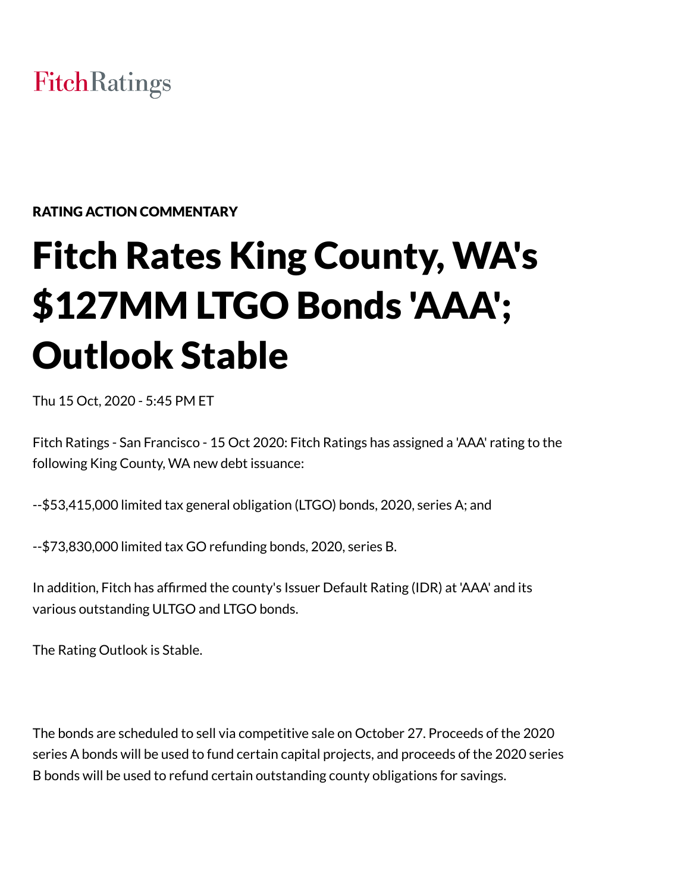FitchRatings

RATING ACTION COMMENTARY

# Fitch Rates King County, WA's $127MM LTGO Bonds 'AAA'; Outlook Stable

Thu 15 Oct, 2020 - 5:45 PM ET

Fitch Ratings - San Francisco - 15 Oct 2020: Fitch Ratings has assigned a 'AAA' rating to the following King County, WA new debt issuance:

--$53,415,000 limited tax general obligation (LTGO) bonds, 2020, series A; and

--$73,830,000 limited tax GO refunding bonds, 2020, series B.

In addition, Fitch has affirmed the county's Issuer Default Rating (IDR) at 'AAA' and its various outstanding ULTGO and LTGO bonds.

The Rating Outlook is Stable.

The bonds are scheduled to sell via competitive sale on October 27. Proceeds of the 2020 series A bonds will be used to fund certain capital projects, and proceeds of the 2020 series B bonds will be used to refund certain outstanding county obligations for savings.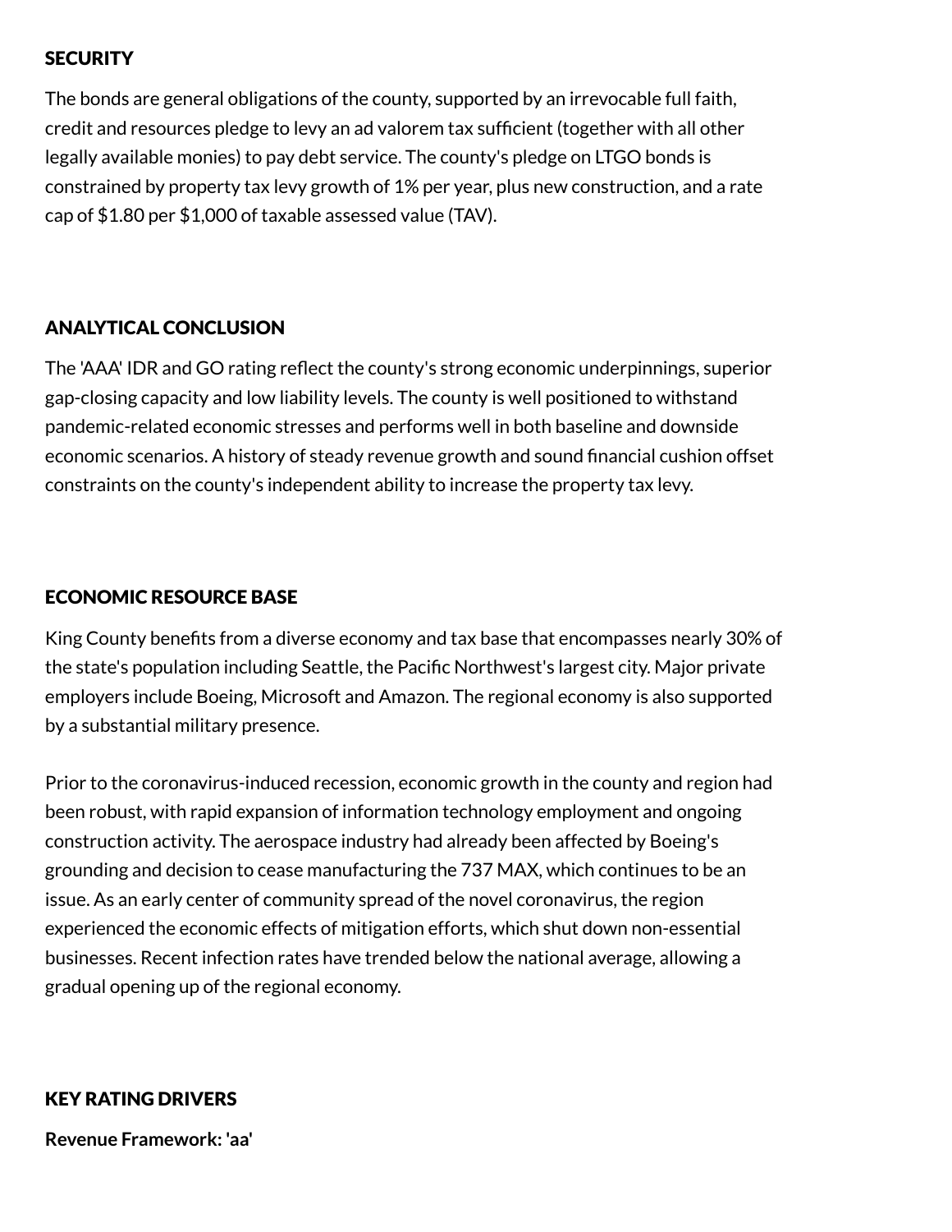## SECURITY

The bonds are general obligations of the county, supported by an irrevocable full faith, credit and resources pledge to levy an ad valorem tax sufficient (together with all other legally available monies) to pay debt service. The county's pledge on LTGO bonds is constrained by property tax levy growth of 1% per year, plus new construction, and a rate cap of $1.80 per $1,000 of taxable assessed value (TAV).

## ANALYTICAL CONCLUSION

The 'AAA' IDR and GO rating reflect the county's strong economic underpinnings, superior gap-closing capacity and low liability levels. The county is well positioned to withstand pandemic-related economic stresses and performs well in both baseline and downside economic scenarios. A history of steady revenue growth and sound financial cushion offset constraints on the county's independent ability to increase the property tax levy.

## ECONOMIC RESOURCE BASE

King County benefits from a diverse economy and tax base that encompasses nearly 30% of the state's population including Seattle, the Pacific Northwest's largest city. Major private employers include Boeing, Microsoft and Amazon. The regional economy is also supported by a substantial military presence.

Prior to the coronavirus-induced recession, economic growth in the county and region had been robust, with rapid expansion of information technology employment and ongoing construction activity. The aerospace industry had already been affected by Boeing's grounding and decision to cease manufacturing the 737 MAX, which continues to be an issue. As an early center of community spread of the novel coronavirus, the region experienced the economic effects of mitigation efforts, which shut down non-essential businesses. Recent infection rates have trended below the national average, allowing a gradual opening up of the regional economy.

## KEY RATING DRIVERS

**Revenue Framework: 'aa'**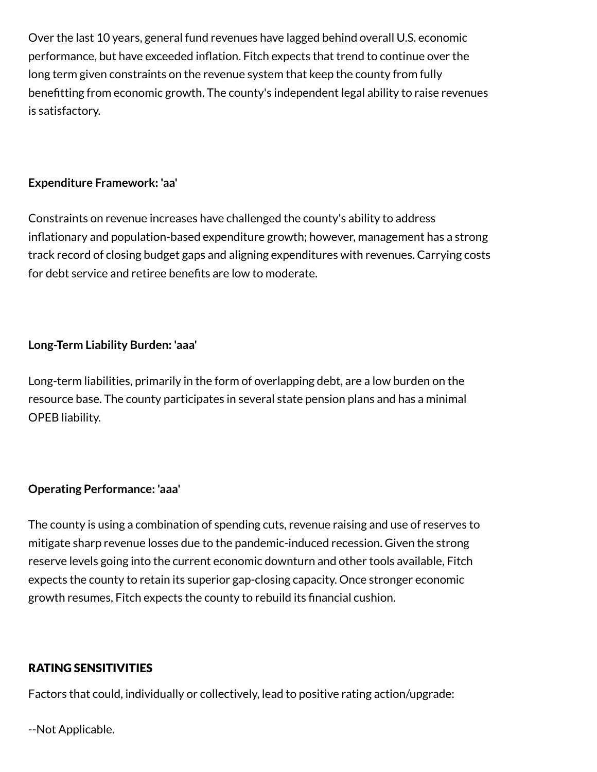Over the last 10 years, general fund revenues have lagged behind overall U.S. economic performance, but have exceeded inflation. Fitch expects that trend to continue over the long term given constraints on the revenue system that keep the county from fully benefitting from economic growth. The county's independent legal ability to raise revenues is satisfactory.

**Expenditure Framework: 'aa'**

Constraints on revenue increases have challenged the county's ability to address inflationary and population-based expenditure growth; however, management has a strong track record of closing budget gaps and aligning expenditures with revenues. Carrying costs for debt service and retiree benefits are low to moderate.

**Long-Term Liability Burden: 'aaa'**

Long-term liabilities, primarily in the form of overlapping debt, are a low burden on the resource base. The county participates in several state pension plans and has a minimal OPEB liability.

**Operating Performance: 'aaa'**

The county is using a combination of spending cuts, revenue raising and use of reserves to mitigate sharp revenue losses due to the pandemic-induced recession. Given the strong reserve levels going into the current economic downturn and other tools available, Fitch expects the county to retain its superior gap-closing capacity. Once stronger economic growth resumes, Fitch expects the county to rebuild its financial cushion.

## RATING SENSITIVITIES

Factors that could, individually or collectively, lead to positive rating action/upgrade:

--Not Applicable.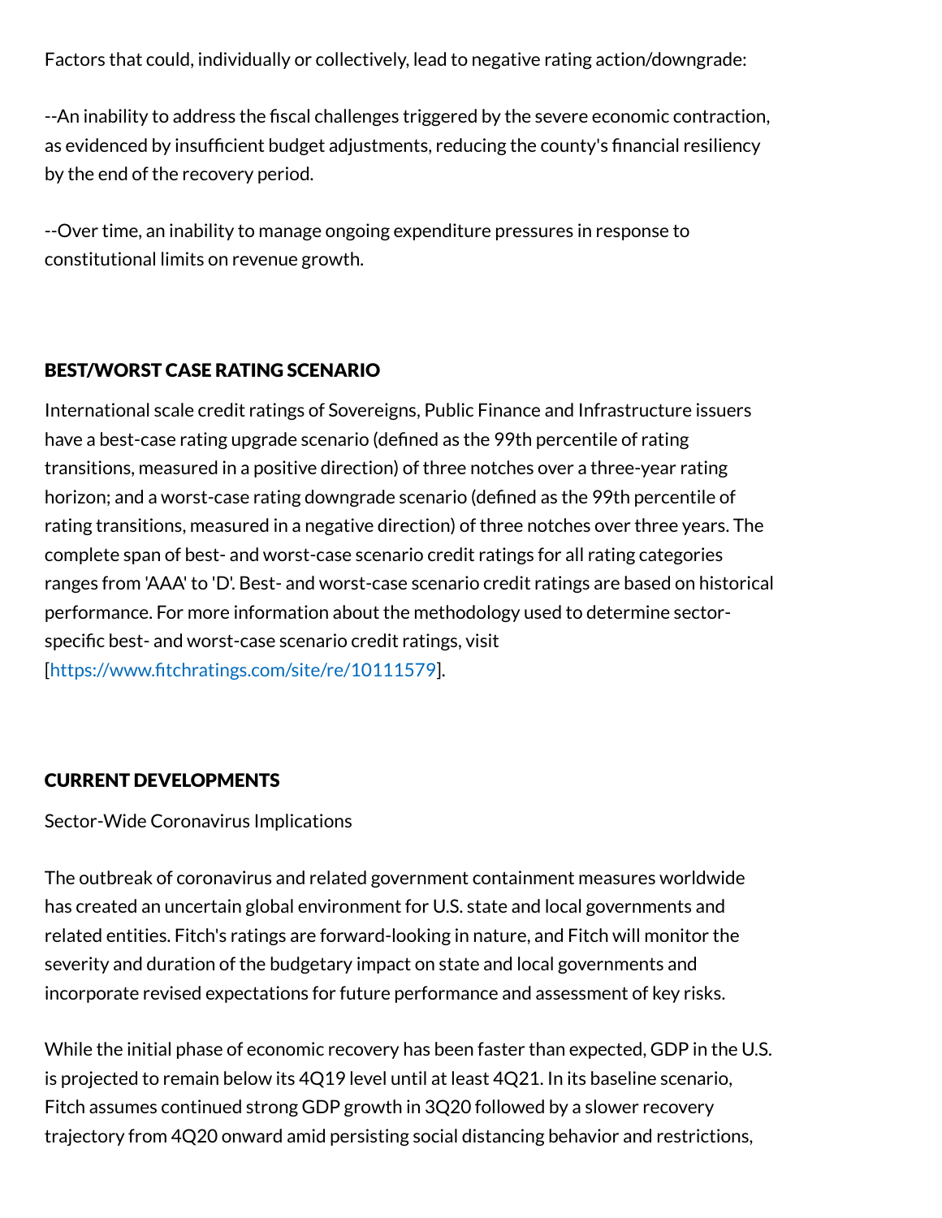Factors that could, individually or collectively, lead to negative rating action/downgrade:

--An inability to address the fiscal challenges triggered by the severe economic contraction, as evidenced by insufficient budget adjustments, reducing the county's financial resiliency by the end of the recovery period.

--Over time, an inability to manage ongoing expenditure pressures in response to constitutional limits on revenue growth.

## BEST/WORST CASE RATING SCENARIO

International scale credit ratings of Sovereigns, Public Finance and Infrastructure issuers have a best-case rating upgrade scenario (defined as the 99th percentile of rating transitions, measured in a positive direction) of three notches over a three-year rating horizon; and a worst-case rating downgrade scenario (defined as the 99th percentile of rating transitions, measured in a negative direction) of three notches over three years. The complete span of best- and worst-case scenario credit ratings for all rating categories ranges from 'AAA' to 'D'. Best- and worst-case scenario credit ratings are based on historical performance. For more information about the methodology used to determine sector-specific best- and worst-case scenario credit ratings, visit [https://www.fitchratings.com/site/re/10111579].

## CURRENT DEVELOPMENTS

Sector-Wide Coronavirus Implications

The outbreak of coronavirus and related government containment measures worldwide has created an uncertain global environment for U.S. state and local governments and related entities. Fitch's ratings are forward-looking in nature, and Fitch will monitor the severity and duration of the budgetary impact on state and local governments and incorporate revised expectations for future performance and assessment of key risks.

While the initial phase of economic recovery has been faster than expected, GDP in the U.S. is projected to remain below its 4Q19 level until at least 4Q21. In its baseline scenario, Fitch assumes continued strong GDP growth in 3Q20 followed by a slower recovery trajectory from 4Q20 onward amid persisting social distancing behavior and restrictions,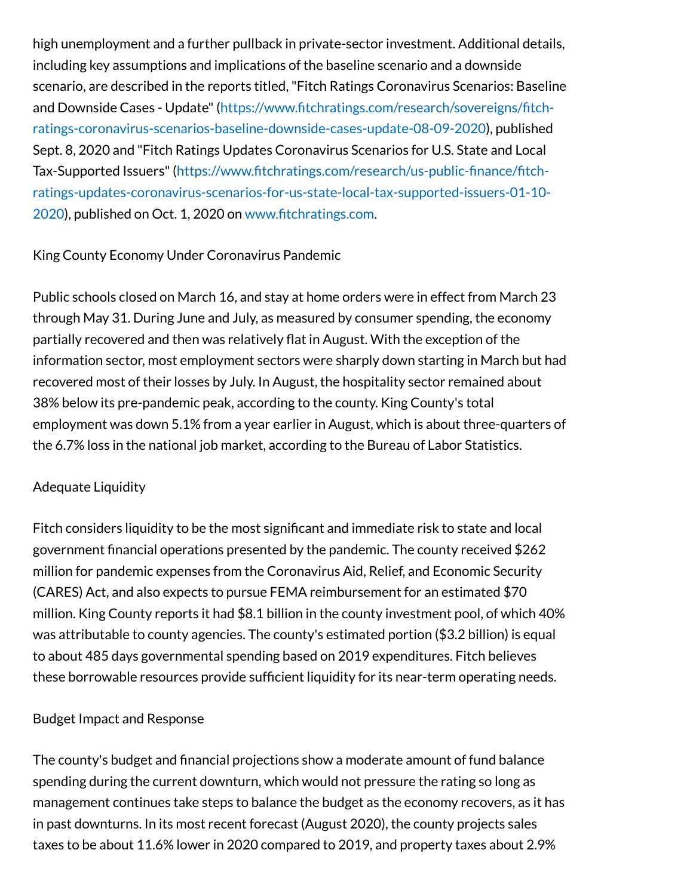high unemployment and a further pullback in private-sector investment. Additional details, including key assumptions and implications of the baseline scenario and a downside scenario, are described in the reports titled, "Fitch Ratings Coronavirus Scenarios: Baseline and Downside Cases - Update" (https://www.fitchratings.com/research/sovereigns/fitch-ratings-coronavirus-scenarios-baseline-downside-cases-update-08-09-2020), published Sept. 8, 2020 and "Fitch Ratings Updates Coronavirus Scenarios for U.S. State and Local Tax-Supported Issuers" (https://www.fitchratings.com/research/us-public-finance/fitch-ratings-updates-coronavirus-scenarios-for-us-state-local-tax-supported-issuers-01-10-2020), published on Oct. 1, 2020 on www.fitchratings.com.

King County Economy Under Coronavirus Pandemic

Public schools closed on March 16, and stay at home orders were in effect from March 23 through May 31. During June and July, as measured by consumer spending, the economy partially recovered and then was relatively flat in August. With the exception of the information sector, most employment sectors were sharply down starting in March but had recovered most of their losses by July. In August, the hospitality sector remained about 38% below its pre-pandemic peak, according to the county. King County's total employment was down 5.1% from a year earlier in August, which is about three-quarters of the 6.7% loss in the national job market, according to the Bureau of Labor Statistics.

Adequate Liquidity

Fitch considers liquidity to be the most significant and immediate risk to state and local government financial operations presented by the pandemic. The county received $262 million for pandemic expenses from the Coronavirus Aid, Relief, and Economic Security (CARES) Act, and also expects to pursue FEMA reimbursement for an estimated $70 million. King County reports it had $8.1 billion in the county investment pool, of which 40% was attributable to county agencies. The county's estimated portion ($3.2 billion) is equal to about 485 days governmental spending based on 2019 expenditures. Fitch believes these borrowable resources provide sufficient liquidity for its near-term operating needs.

Budget Impact and Response

The county's budget and financial projections show a moderate amount of fund balance spending during the current downturn, which would not pressure the rating so long as management continues take steps to balance the budget as the economy recovers, as it has in past downturns. In its most recent forecast (August 2020), the county projects sales taxes to be about 11.6% lower in 2020 compared to 2019, and property taxes about 2.9%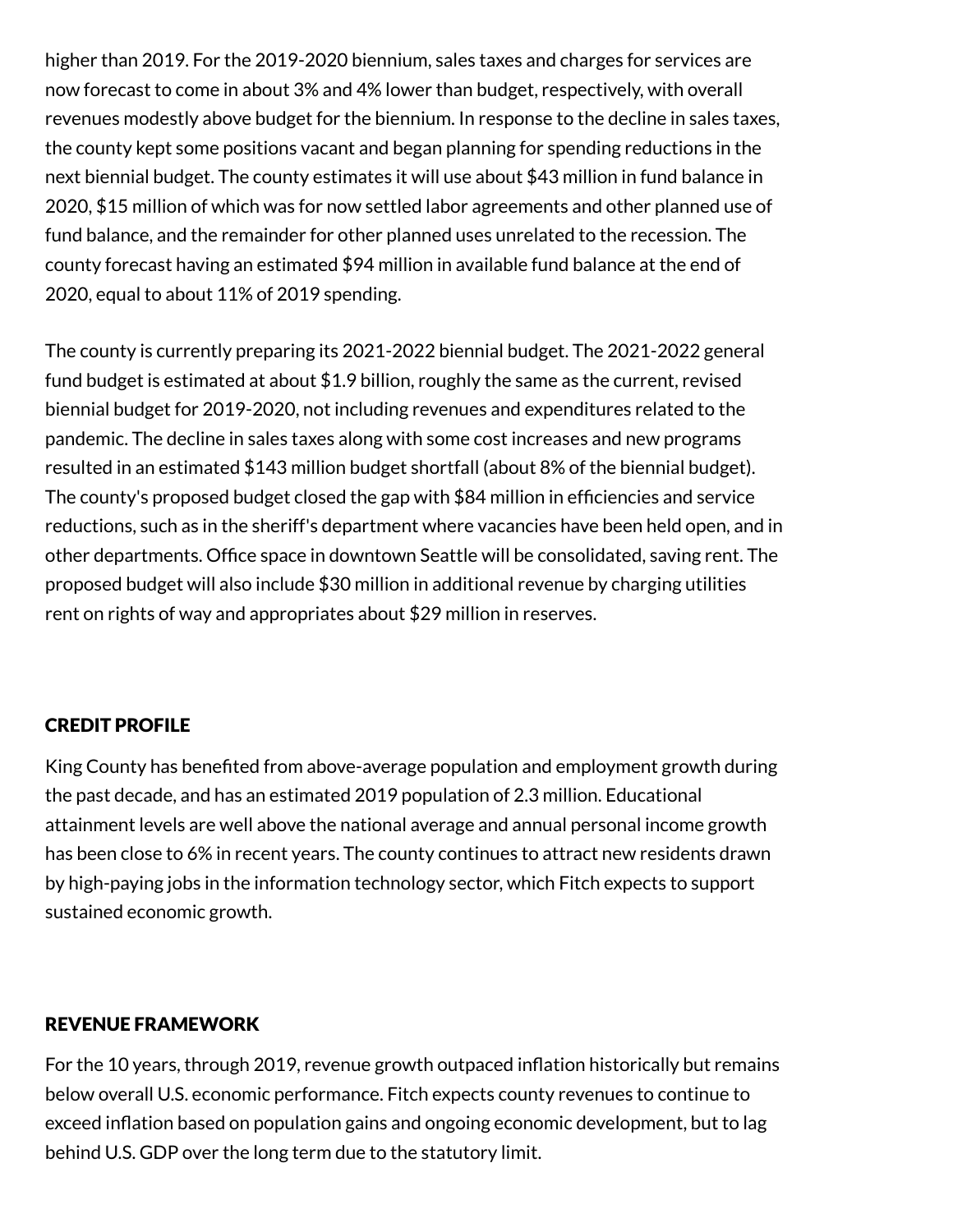higher than 2019. For the 2019-2020 biennium, sales taxes and charges for services are now forecast to come in about 3% and 4% lower than budget, respectively, with overall revenues modestly above budget for the biennium. In response to the decline in sales taxes, the county kept some positions vacant and began planning for spending reductions in the next biennial budget. The county estimates it will use about $43 million in fund balance in 2020, $15 million of which was for now settled labor agreements and other planned use of fund balance, and the remainder for other planned uses unrelated to the recession. The county forecast having an estimated $94 million in available fund balance at the end of 2020, equal to about 11% of 2019 spending.

The county is currently preparing its 2021-2022 biennial budget. The 2021-2022 general fund budget is estimated at about $1.9 billion, roughly the same as the current, revised biennial budget for 2019-2020, not including revenues and expenditures related to the pandemic. The decline in sales taxes along with some cost increases and new programs resulted in an estimated $143 million budget shortfall (about 8% of the biennial budget). The county's proposed budget closed the gap with $84 million in efficiencies and service reductions, such as in the sheriff's department where vacancies have been held open, and in other departments. Office space in downtown Seattle will be consolidated, saving rent. The proposed budget will also include $30 million in additional revenue by charging utilities rent on rights of way and appropriates about $29 million in reserves.

## CREDIT PROFILE

King County has benefited from above-average population and employment growth during the past decade, and has an estimated 2019 population of 2.3 million. Educational attainment levels are well above the national average and annual personal income growth has been close to 6% in recent years. The county continues to attract new residents drawn by high-paying jobs in the information technology sector, which Fitch expects to support sustained economic growth.

## REVENUE FRAMEWORK

For the 10 years, through 2019, revenue growth outpaced inflation historically but remains below overall U.S. economic performance. Fitch expects county revenues to continue to exceed inflation based on population gains and ongoing economic development, but to lag behind U.S. GDP over the long term due to the statutory limit.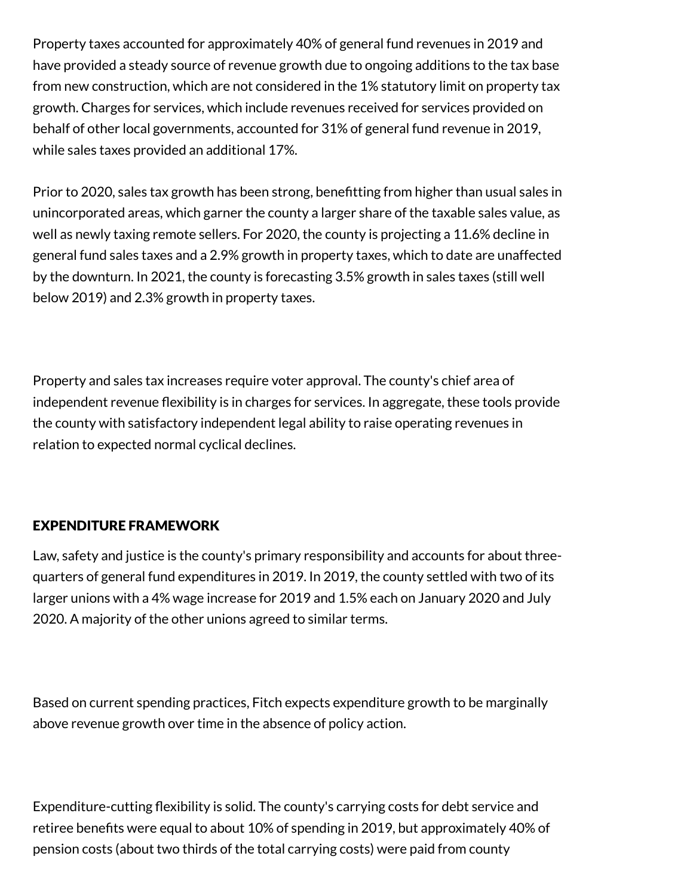Property taxes accounted for approximately 40% of general fund revenues in 2019 and have provided a steady source of revenue growth due to ongoing additions to the tax base from new construction, which are not considered in the 1% statutory limit on property tax growth. Charges for services, which include revenues received for services provided on behalf of other local governments, accounted for 31% of general fund revenue in 2019, while sales taxes provided an additional 17%.

Prior to 2020, sales tax growth has been strong, benefitting from higher than usual sales in unincorporated areas, which garner the county a larger share of the taxable sales value, as well as newly taxing remote sellers. For 2020, the county is projecting a 11.6% decline in general fund sales taxes and a 2.9% growth in property taxes, which to date are unaffected by the downturn. In 2021, the county is forecasting 3.5% growth in sales taxes (still well below 2019) and 2.3% growth in property taxes.

Property and sales tax increases require voter approval. The county's chief area of independent revenue flexibility is in charges for services. In aggregate, these tools provide the county with satisfactory independent legal ability to raise operating revenues in relation to expected normal cyclical declines.

## EXPENDITURE FRAMEWORK

Law, safety and justice is the county's primary responsibility and accounts for about three-quarters of general fund expenditures in 2019. In 2019, the county settled with two of its larger unions with a 4% wage increase for 2019 and 1.5% each on January 2020 and July 2020. A majority of the other unions agreed to similar terms.

Based on current spending practices, Fitch expects expenditure growth to be marginally above revenue growth over time in the absence of policy action.

Expenditure-cutting flexibility is solid. The county's carrying costs for debt service and retiree benefits were equal to about 10% of spending in 2019, but approximately 40% of pension costs (about two thirds of the total carrying costs) were paid from county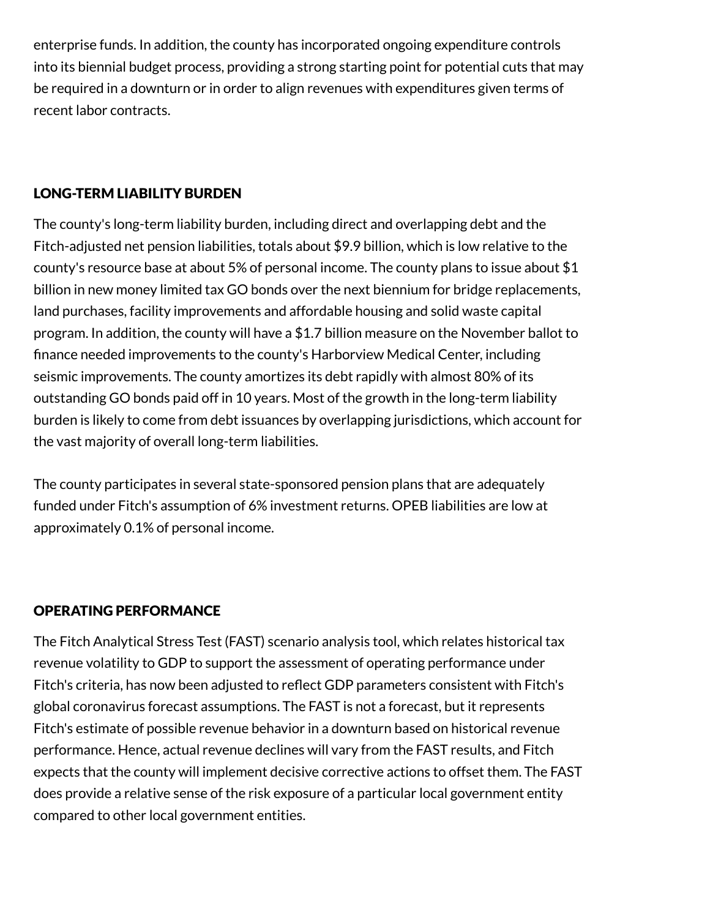enterprise funds. In addition, the county has incorporated ongoing expenditure controls into its biennial budget process, providing a strong starting point for potential cuts that may be required in a downturn or in order to align revenues with expenditures given terms of recent labor contracts.

## LONG-TERM LIABILITY BURDEN

The county's long-term liability burden, including direct and overlapping debt and the Fitch-adjusted net pension liabilities, totals about $9.9 billion, which is low relative to the county's resource base at about 5% of personal income. The county plans to issue about $1 billion in new money limited tax GO bonds over the next biennium for bridge replacements, land purchases, facility improvements and affordable housing and solid waste capital program. In addition, the county will have a $1.7 billion measure on the November ballot to finance needed improvements to the county's Harborview Medical Center, including seismic improvements. The county amortizes its debt rapidly with almost 80% of its outstanding GO bonds paid off in 10 years. Most of the growth in the long-term liability burden is likely to come from debt issuances by overlapping jurisdictions, which account for the vast majority of overall long-term liabilities.

The county participates in several state-sponsored pension plans that are adequately funded under Fitch's assumption of 6% investment returns. OPEB liabilities are low at approximately 0.1% of personal income.

## OPERATING PERFORMANCE

The Fitch Analytical Stress Test (FAST) scenario analysis tool, which relates historical tax revenue volatility to GDP to support the assessment of operating performance under Fitch's criteria, has now been adjusted to reflect GDP parameters consistent with Fitch's global coronavirus forecast assumptions. The FAST is not a forecast, but it represents Fitch's estimate of possible revenue behavior in a downturn based on historical revenue performance. Hence, actual revenue declines will vary from the FAST results, and Fitch expects that the county will implement decisive corrective actions to offset them. The FAST does provide a relative sense of the risk exposure of a particular local government entity compared to other local government entities.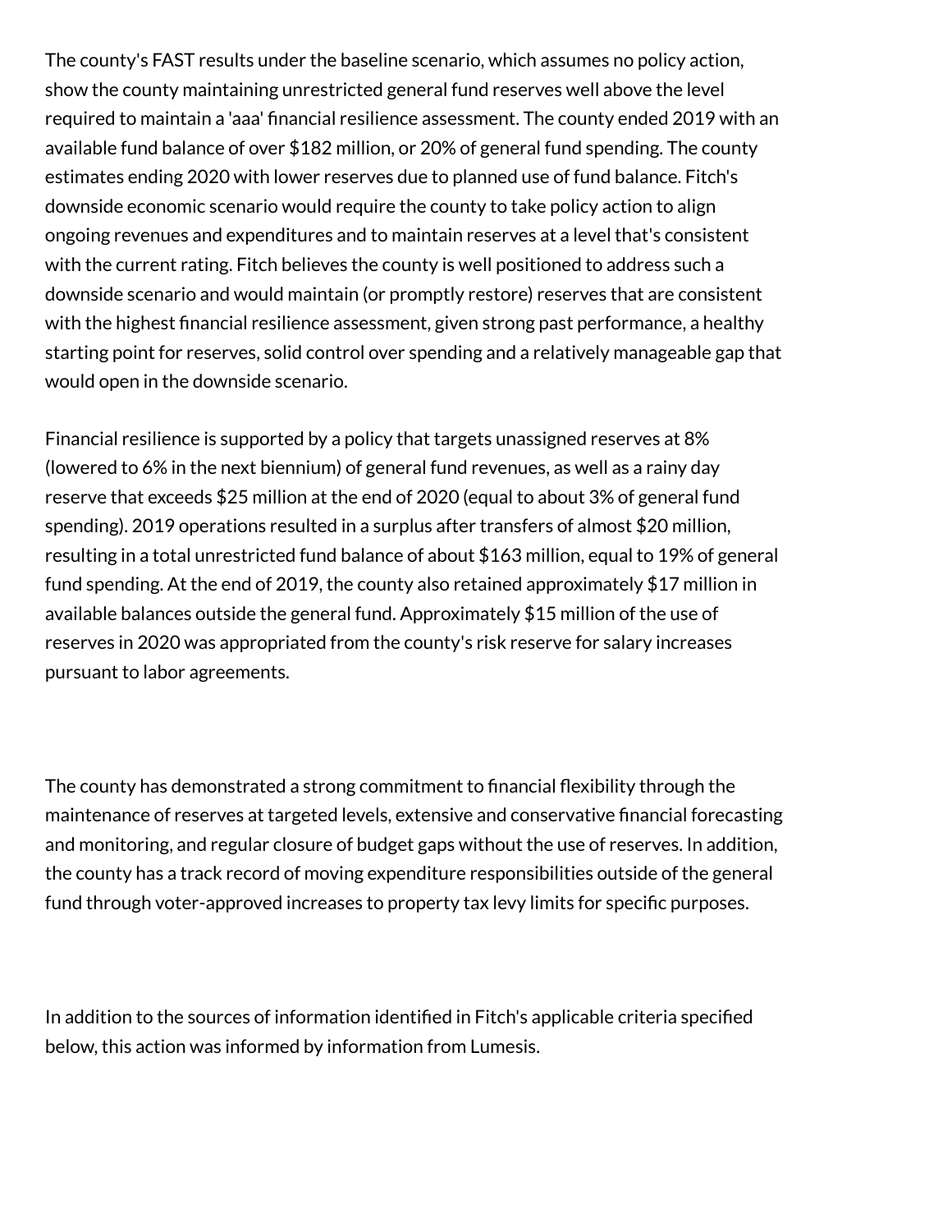The county's FAST results under the baseline scenario, which assumes no policy action, show the county maintaining unrestricted general fund reserves well above the level required to maintain a 'aaa' financial resilience assessment. The county ended 2019 with an available fund balance of over $182 million, or 20% of general fund spending. The county estimates ending 2020 with lower reserves due to planned use of fund balance. Fitch's downside economic scenario would require the county to take policy action to align ongoing revenues and expenditures and to maintain reserves at a level that's consistent with the current rating. Fitch believes the county is well positioned to address such a downside scenario and would maintain (or promptly restore) reserves that are consistent with the highest financial resilience assessment, given strong past performance, a healthy starting point for reserves, solid control over spending and a relatively manageable gap that would open in the downside scenario.

Financial resilience is supported by a policy that targets unassigned reserves at 8% (lowered to 6% in the next biennium) of general fund revenues, as well as a rainy day reserve that exceeds $25 million at the end of 2020 (equal to about 3% of general fund spending). 2019 operations resulted in a surplus after transfers of almost $20 million, resulting in a total unrestricted fund balance of about $163 million, equal to 19% of general fund spending. At the end of 2019, the county also retained approximately $17 million in available balances outside the general fund. Approximately $15 million of the use of reserves in 2020 was appropriated from the county's risk reserve for salary increases pursuant to labor agreements.

The county has demonstrated a strong commitment to financial flexibility through the maintenance of reserves at targeted levels, extensive and conservative financial forecasting and monitoring, and regular closure of budget gaps without the use of reserves. In addition, the county has a track record of moving expenditure responsibilities outside of the general fund through voter-approved increases to property tax levy limits for specific purposes.

In addition to the sources of information identified in Fitch's applicable criteria specified below, this action was informed by information from Lumesis.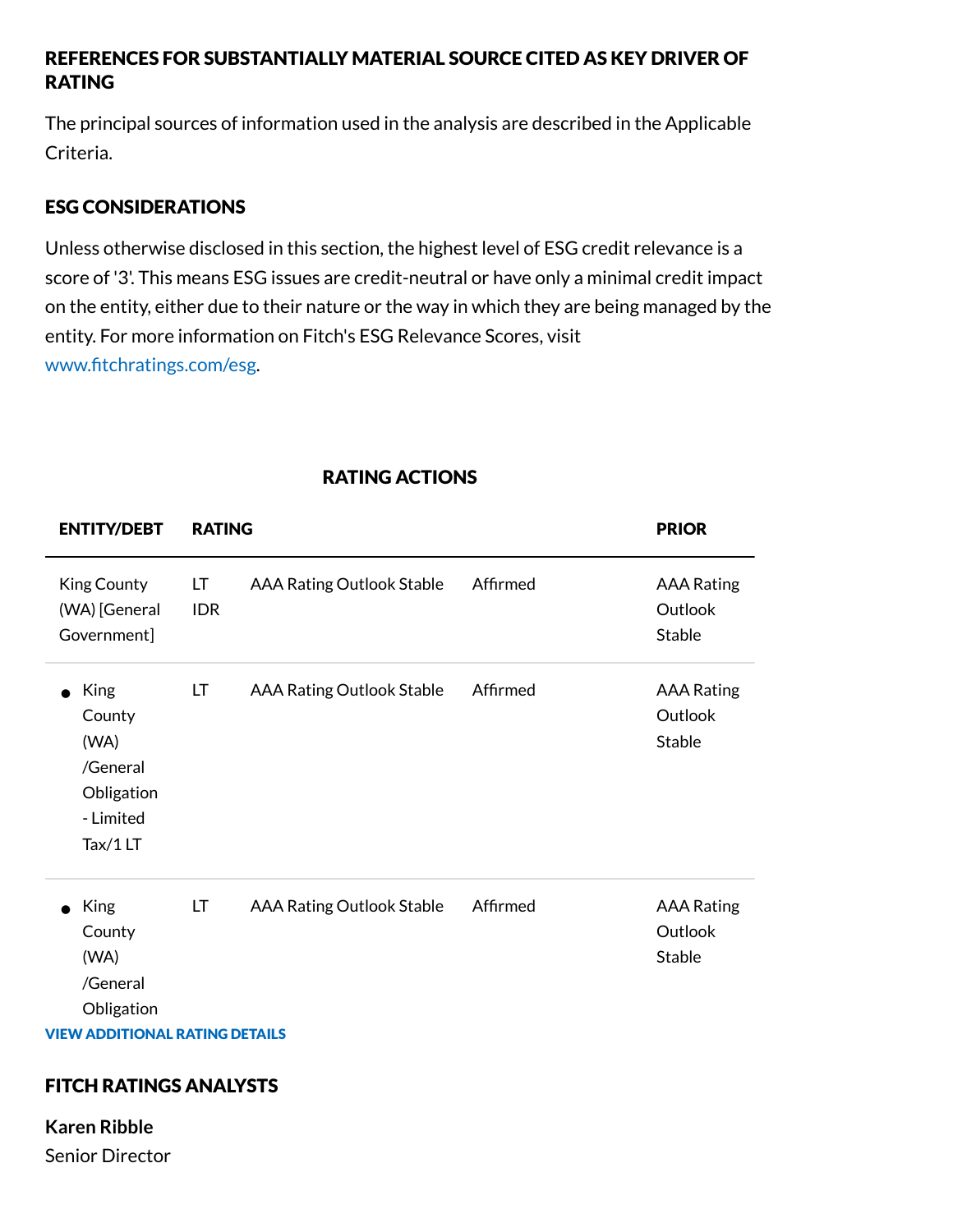### REFERENCES FOR SUBSTANTIALLY MATERIAL SOURCE CITED AS KEY DRIVER OF RATING

The principal sources of information used in the analysis are described in the Applicable Criteria.

### ESG CONSIDERATIONS

Unless otherwise disclosed in this section, the highest level of ESG credit relevance is a score of '3'. This means ESG issues are credit-neutral or have only a minimal credit impact on the entity, either due to their nature or the way in which they are being managed by the entity. For more information on Fitch's ESG Relevance Scores, visit www.fitchratings.com/esg.

### RATING ACTIONS

| ENTITY/DEBT | RATING | | | PRIOR |
|---|---|---|---|---|
| King County (WA) [General Government] | LT IDR | AAA Rating Outlook Stable | Affirmed | AAA Rating Outlook Stable |
| • King County (WA) /General Obligation - Limited Tax/1 LT | LT | AAA Rating Outlook Stable | Affirmed | AAA Rating Outlook Stable |
| • King County (WA) /General Obligation | LT | AAA Rating Outlook Stable | Affirmed | AAA Rating Outlook Stable |

VIEW ADDITIONAL RATING DETAILS

### FITCH RATINGS ANALYSTS

**Karen Ribble**
Senior Director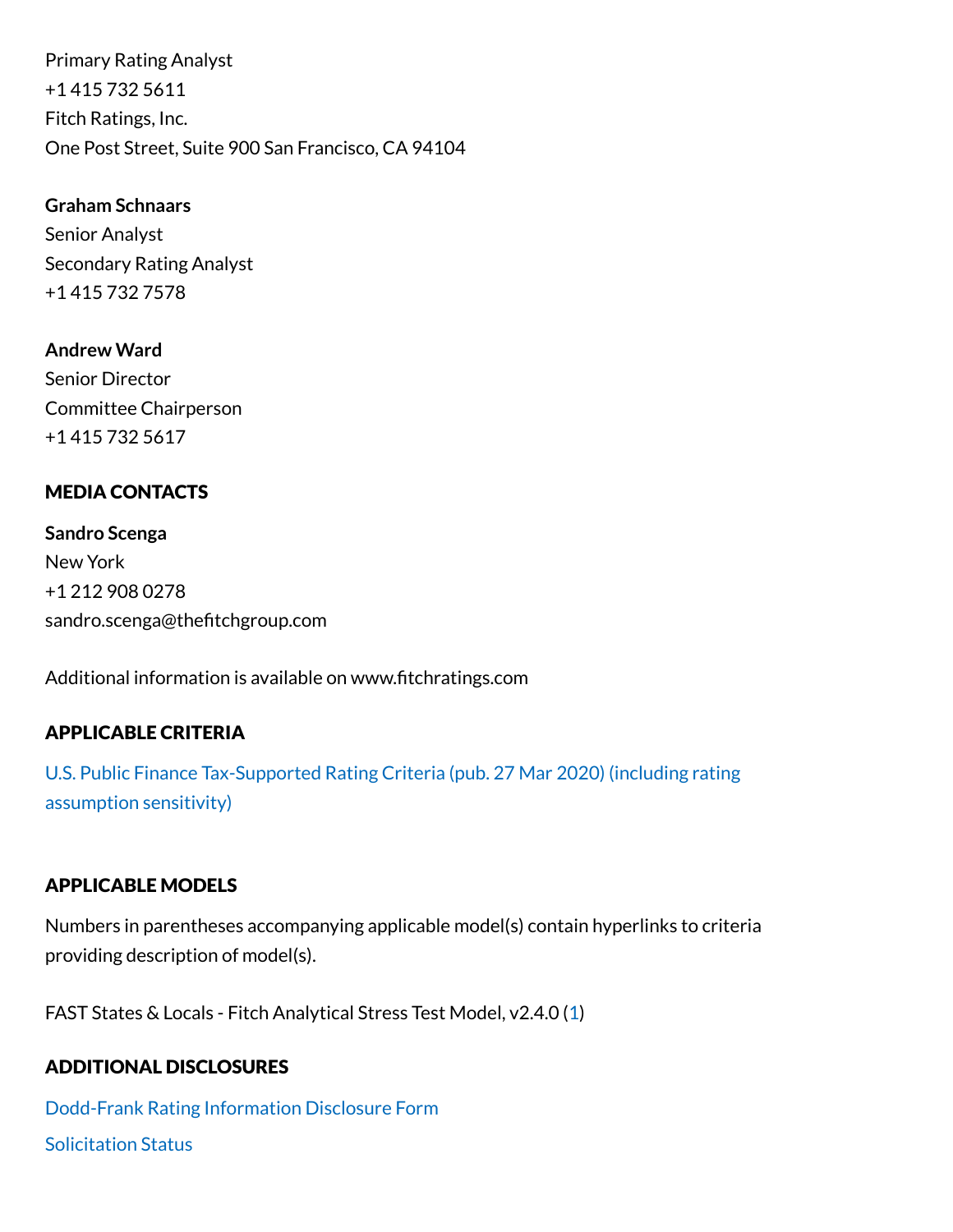Primary Rating Analyst
+1 415 732 5611
Fitch Ratings, Inc.
One Post Street, Suite 900 San Francisco, CA 94104

**Graham Schnaars**
Senior Analyst
Secondary Rating Analyst
+1 415 732 7578

**Andrew Ward**
Senior Director
Committee Chairperson
+1 415 732 5617

## MEDIA CONTACTS

**Sandro Scenga**
New York
+1 212 908 0278
sandro.scenga@thefitchgroup.com

Additional information is available on www.fitchratings.com

## APPLICABLE CRITERIA

U.S. Public Finance Tax-Supported Rating Criteria (pub. 27 Mar 2020) (including rating assumption sensitivity)

## APPLICABLE MODELS

Numbers in parentheses accompanying applicable model(s) contain hyperlinks to criteria providing description of model(s).

FAST States & Locals - Fitch Analytical Stress Test Model, v2.4.0 (1)

## ADDITIONAL DISCLOSURES

Dodd-Frank Rating Information Disclosure Form

Solicitation Status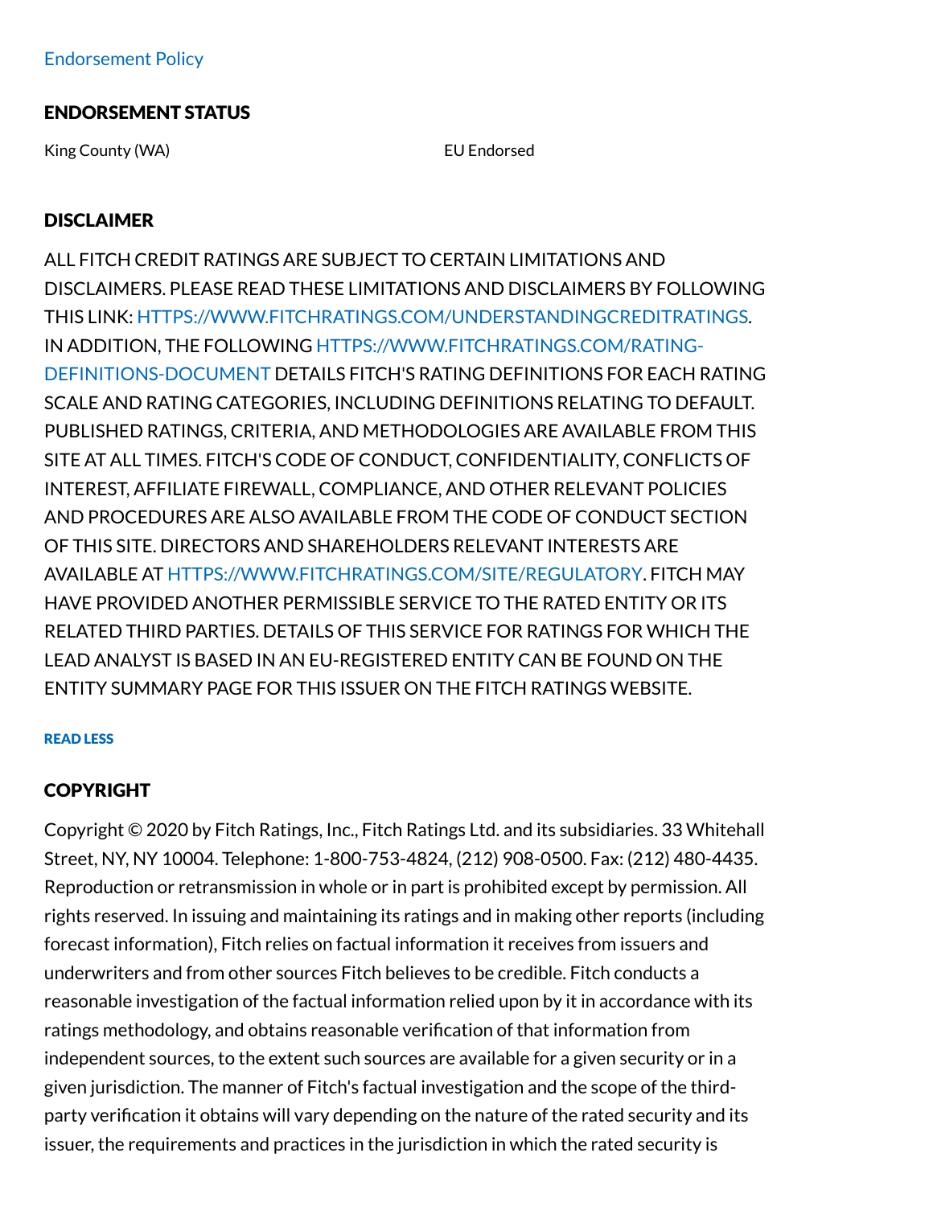Endorsement Policy

## ENDORSEMENT STATUS

| King County (WA) | EU Endorsed |
|---|---|

## DISCLAIMER

ALL FITCH CREDIT RATINGS ARE SUBJECT TO CERTAIN LIMITATIONS AND DISCLAIMERS. PLEASE READ THESE LIMITATIONS AND DISCLAIMERS BY FOLLOWING THIS LINK: HTTPS://WWW.FITCHRATINGS.COM/UNDERSTANDINGCREDITRATINGS. IN ADDITION, THE FOLLOWING HTTPS://WWW.FITCHRATINGS.COM/RATING-DEFINITIONS-DOCUMENT DETAILS FITCH'S RATING DEFINITIONS FOR EACH RATING SCALE AND RATING CATEGORIES, INCLUDING DEFINITIONS RELATING TO DEFAULT. PUBLISHED RATINGS, CRITERIA, AND METHODOLOGIES ARE AVAILABLE FROM THIS SITE AT ALL TIMES. FITCH'S CODE OF CONDUCT, CONFIDENTIALITY, CONFLICTS OF INTEREST, AFFILIATE FIREWALL, COMPLIANCE, AND OTHER RELEVANT POLICIES AND PROCEDURES ARE ALSO AVAILABLE FROM THE CODE OF CONDUCT SECTION OF THIS SITE. DIRECTORS AND SHAREHOLDERS RELEVANT INTERESTS ARE AVAILABLE AT HTTPS://WWW.FITCHRATINGS.COM/SITE/REGULATORY. FITCH MAY HAVE PROVIDED ANOTHER PERMISSIBLE SERVICE TO THE RATED ENTITY OR ITS RELATED THIRD PARTIES. DETAILS OF THIS SERVICE FOR RATINGS FOR WHICH THE LEAD ANALYST IS BASED IN AN EU-REGISTERED ENTITY CAN BE FOUND ON THE ENTITY SUMMARY PAGE FOR THIS ISSUER ON THE FITCH RATINGS WEBSITE.

READ LESS

## COPYRIGHT

Copyright © 2020 by Fitch Ratings, Inc., Fitch Ratings Ltd. and its subsidiaries. 33 Whitehall Street, NY, NY 10004. Telephone: 1-800-753-4824, (212) 908-0500. Fax: (212) 480-4435. Reproduction or retransmission in whole or in part is prohibited except by permission. All rights reserved. In issuing and maintaining its ratings and in making other reports (including forecast information), Fitch relies on factual information it receives from issuers and underwriters and from other sources Fitch believes to be credible. Fitch conducts a reasonable investigation of the factual information relied upon by it in accordance with its ratings methodology, and obtains reasonable verification of that information from independent sources, to the extent such sources are available for a given security or in a given jurisdiction. The manner of Fitch's factual investigation and the scope of the third-party verification it obtains will vary depending on the nature of the rated security and its issuer, the requirements and practices in the jurisdiction in which the rated security is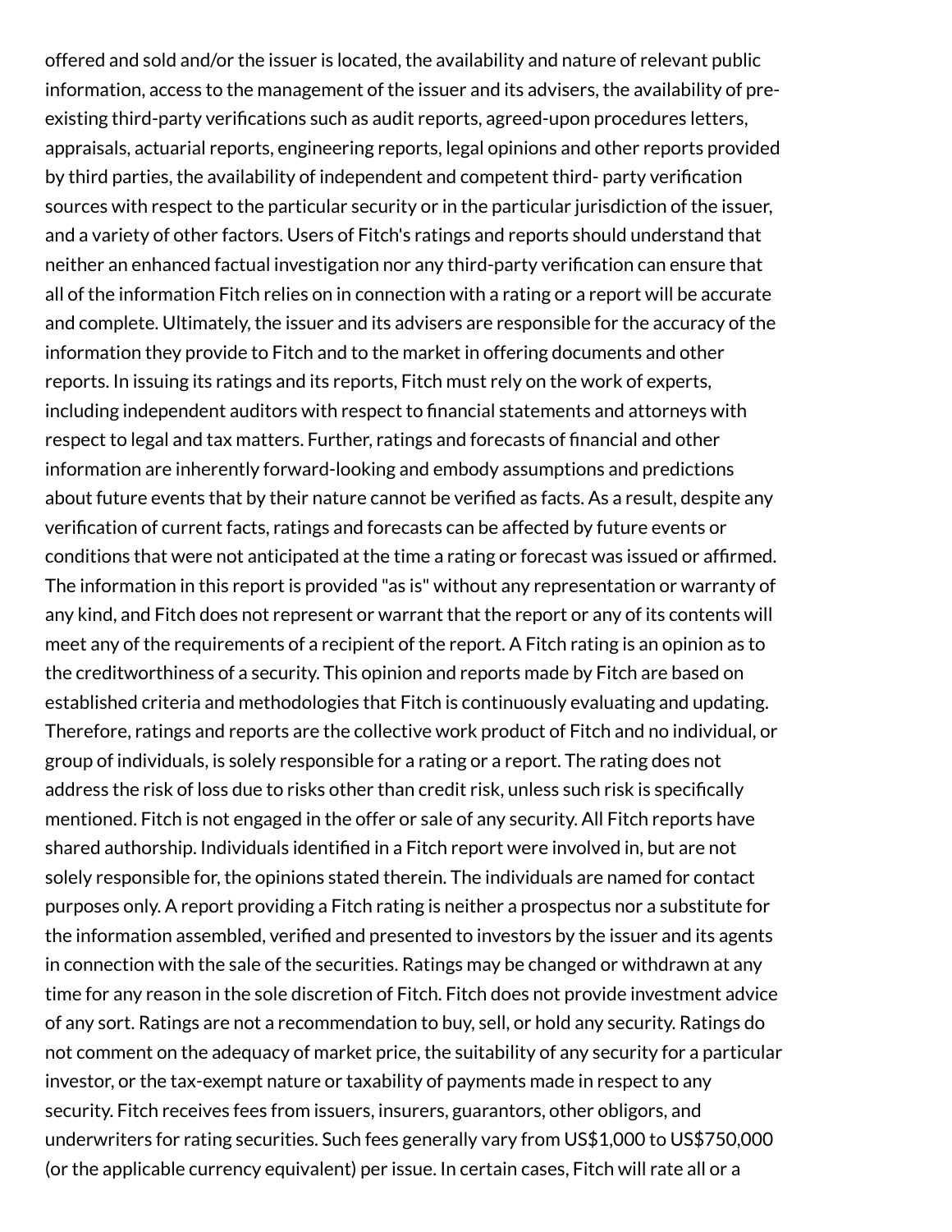offered and sold and/or the issuer is located, the availability and nature of relevant public information, access to the management of the issuer and its advisers, the availability of pre-existing third-party verifications such as audit reports, agreed-upon procedures letters, appraisals, actuarial reports, engineering reports, legal opinions and other reports provided by third parties, the availability of independent and competent third- party verification sources with respect to the particular security or in the particular jurisdiction of the issuer, and a variety of other factors. Users of Fitch's ratings and reports should understand that neither an enhanced factual investigation nor any third-party verification can ensure that all of the information Fitch relies on in connection with a rating or a report will be accurate and complete. Ultimately, the issuer and its advisers are responsible for the accuracy of the information they provide to Fitch and to the market in offering documents and other reports. In issuing its ratings and its reports, Fitch must rely on the work of experts, including independent auditors with respect to financial statements and attorneys with respect to legal and tax matters. Further, ratings and forecasts of financial and other information are inherently forward-looking and embody assumptions and predictions about future events that by their nature cannot be verified as facts. As a result, despite any verification of current facts, ratings and forecasts can be affected by future events or conditions that were not anticipated at the time a rating or forecast was issued or affirmed. The information in this report is provided "as is" without any representation or warranty of any kind, and Fitch does not represent or warrant that the report or any of its contents will meet any of the requirements of a recipient of the report. A Fitch rating is an opinion as to the creditworthiness of a security. This opinion and reports made by Fitch are based on established criteria and methodologies that Fitch is continuously evaluating and updating. Therefore, ratings and reports are the collective work product of Fitch and no individual, or group of individuals, is solely responsible for a rating or a report. The rating does not address the risk of loss due to risks other than credit risk, unless such risk is specifically mentioned. Fitch is not engaged in the offer or sale of any security. All Fitch reports have shared authorship. Individuals identified in a Fitch report were involved in, but are not solely responsible for, the opinions stated therein. The individuals are named for contact purposes only. A report providing a Fitch rating is neither a prospectus nor a substitute for the information assembled, verified and presented to investors by the issuer and its agents in connection with the sale of the securities. Ratings may be changed or withdrawn at any time for any reason in the sole discretion of Fitch. Fitch does not provide investment advice of any sort. Ratings are not a recommendation to buy, sell, or hold any security. Ratings do not comment on the adequacy of market price, the suitability of any security for a particular investor, or the tax-exempt nature or taxability of payments made in respect to any security. Fitch receives fees from issuers, insurers, guarantors, other obligors, and underwriters for rating securities. Such fees generally vary from US$1,000 to US$750,000 (or the applicable currency equivalent) per issue. In certain cases, Fitch will rate all or a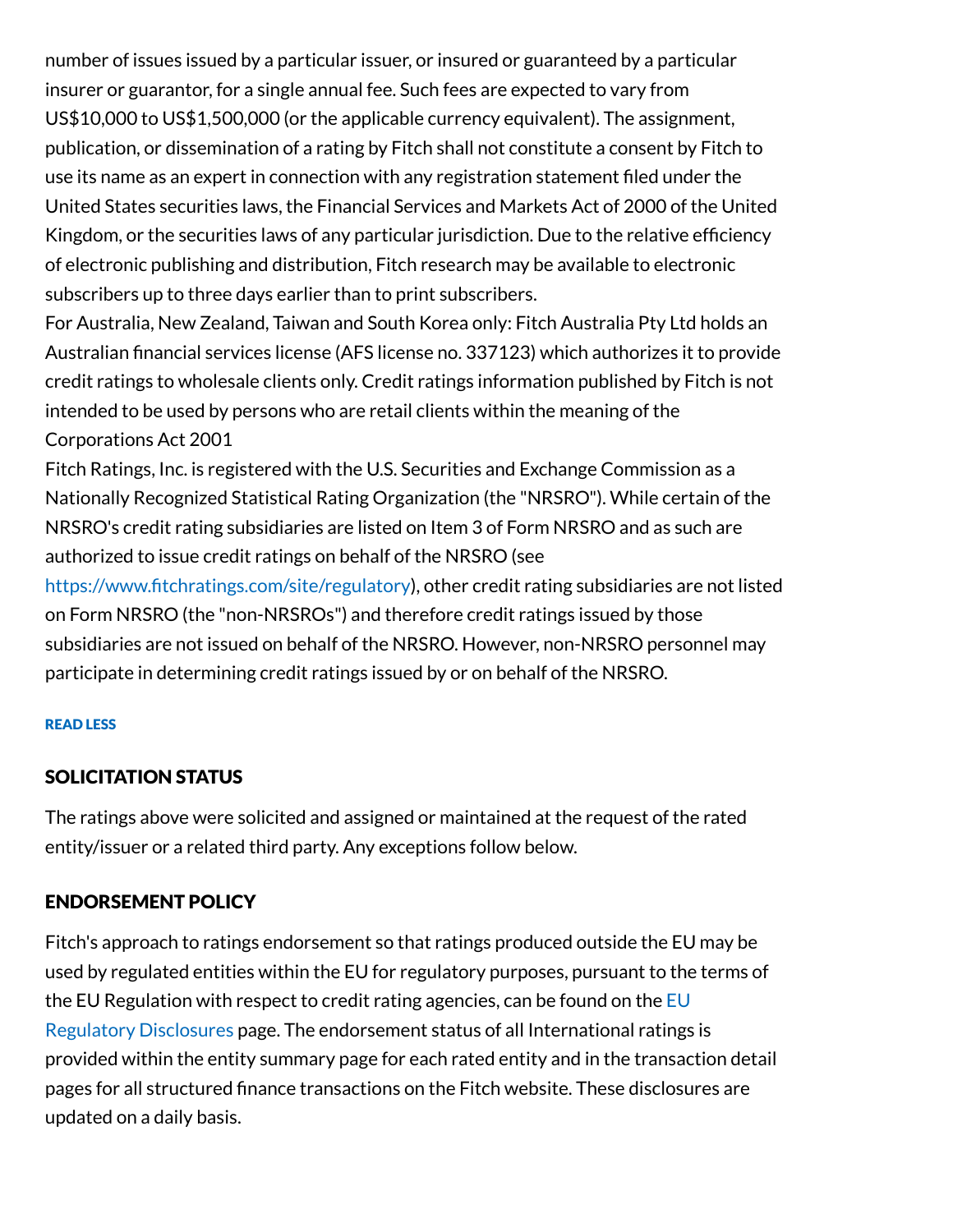number of issues issued by a particular issuer, or insured or guaranteed by a particular insurer or guarantor, for a single annual fee. Such fees are expected to vary from US$10,000 to US$1,500,000 (or the applicable currency equivalent). The assignment, publication, or dissemination of a rating by Fitch shall not constitute a consent by Fitch to use its name as an expert in connection with any registration statement filed under the United States securities laws, the Financial Services and Markets Act of 2000 of the United Kingdom, or the securities laws of any particular jurisdiction. Due to the relative efficiency of electronic publishing and distribution, Fitch research may be available to electronic subscribers up to three days earlier than to print subscribers.

For Australia, New Zealand, Taiwan and South Korea only: Fitch Australia Pty Ltd holds an Australian financial services license (AFS license no. 337123) which authorizes it to provide credit ratings to wholesale clients only. Credit ratings information published by Fitch is not intended to be used by persons who are retail clients within the meaning of the Corporations Act 2001

Fitch Ratings, Inc. is registered with the U.S. Securities and Exchange Commission as a Nationally Recognized Statistical Rating Organization (the "NRSRO"). While certain of the NRSRO's credit rating subsidiaries are listed on Item 3 of Form NRSRO and as such are authorized to issue credit ratings on behalf of the NRSRO (see https://www.fitchratings.com/site/regulatory), other credit rating subsidiaries are not listed on Form NRSRO (the "non-NRSROs") and therefore credit ratings issued by those subsidiaries are not issued on behalf of the NRSRO. However, non-NRSRO personnel may participate in determining credit ratings issued by or on behalf of the NRSRO.

READ LESS

## SOLICITATION STATUS

The ratings above were solicited and assigned or maintained at the request of the rated entity/issuer or a related third party. Any exceptions follow below.

## ENDORSEMENT POLICY

Fitch's approach to ratings endorsement so that ratings produced outside the EU may be used by regulated entities within the EU for regulatory purposes, pursuant to the terms of the EU Regulation with respect to credit rating agencies, can be found on the EU Regulatory Disclosures page. The endorsement status of all International ratings is provided within the entity summary page for each rated entity and in the transaction detail pages for all structured finance transactions on the Fitch website. These disclosures are updated on a daily basis.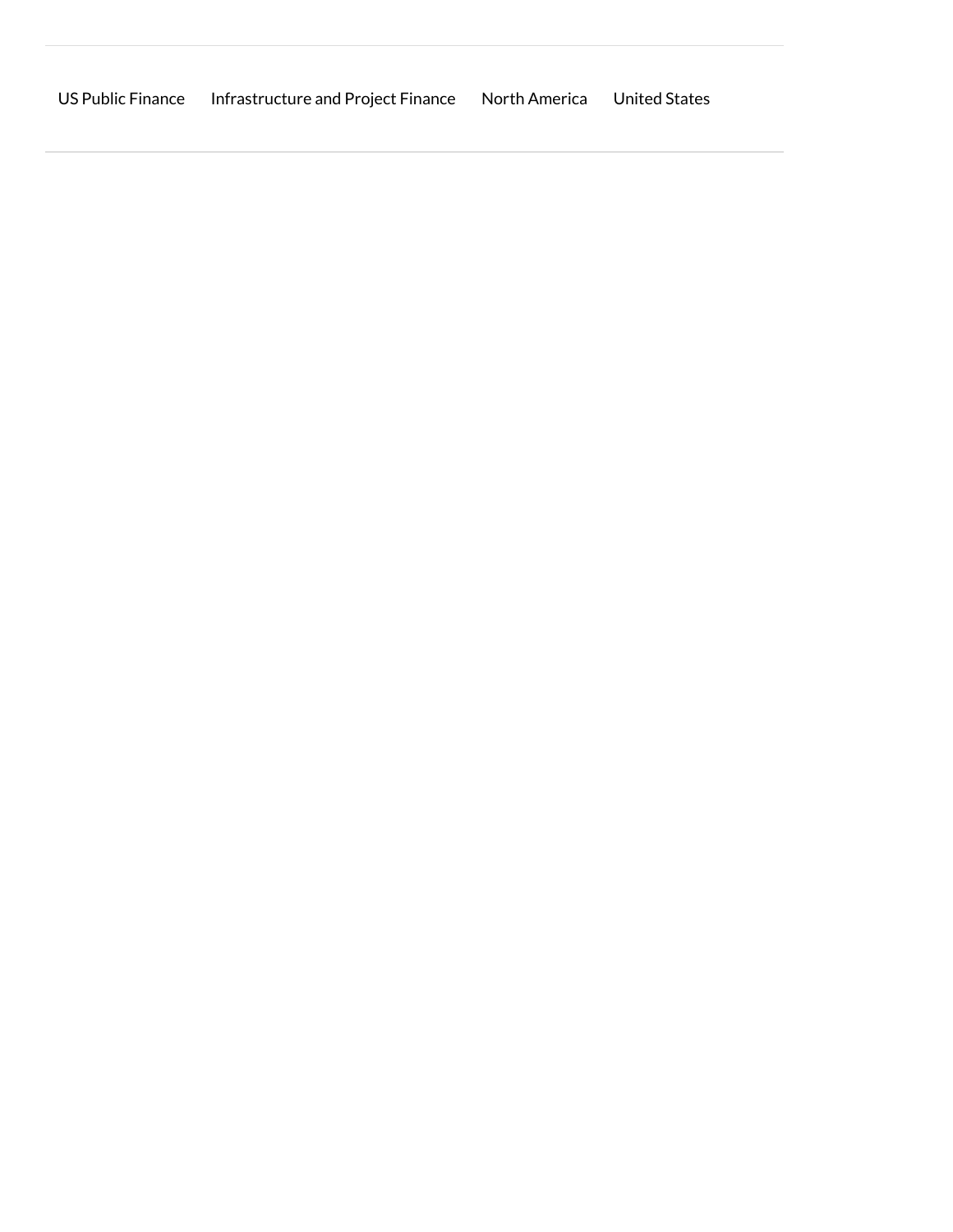US Public Finance Infrastructure and Project Finance North America United States